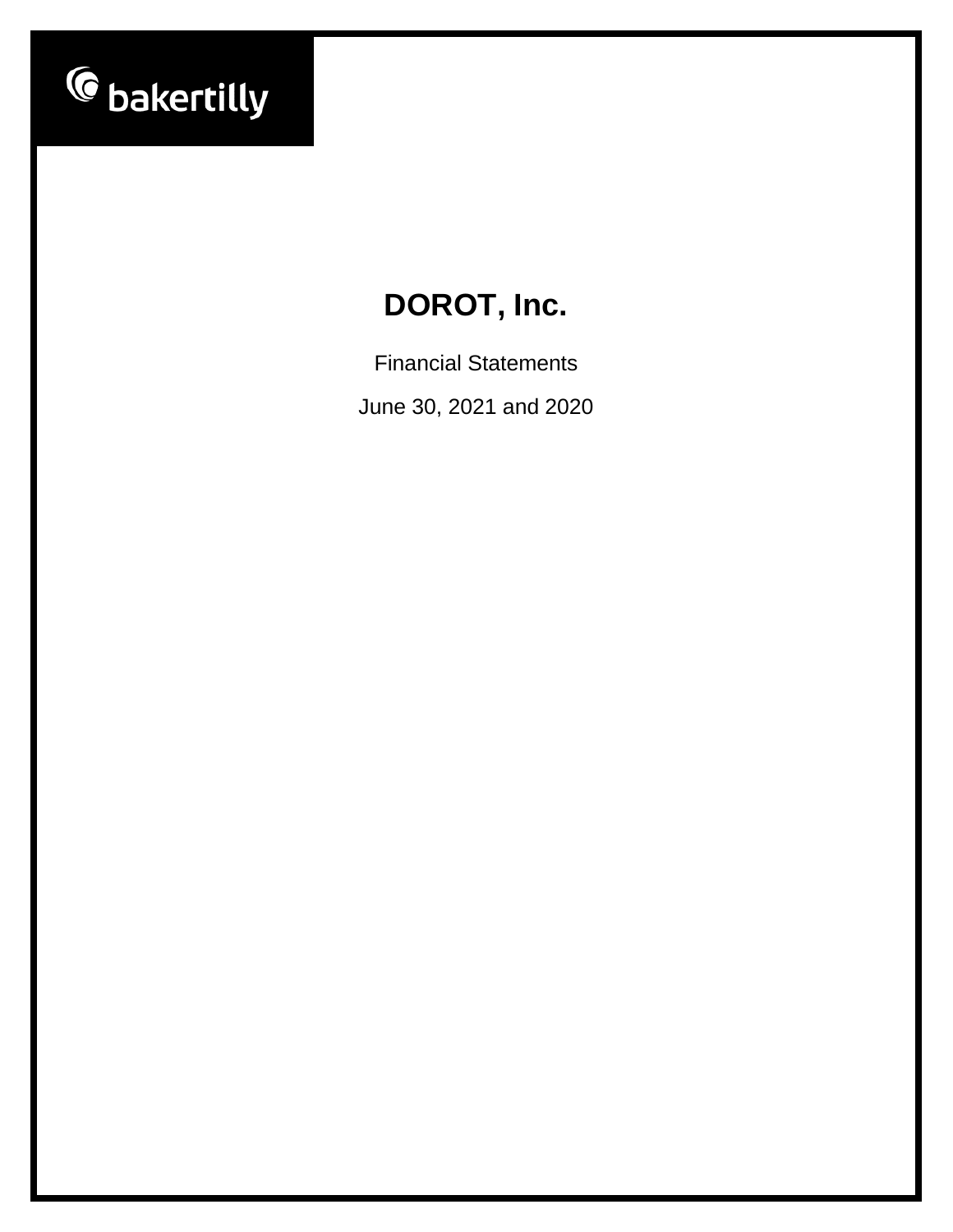bakertilly

# DOROT, Inc.

Financial Statements

June 30, 2021 and 2020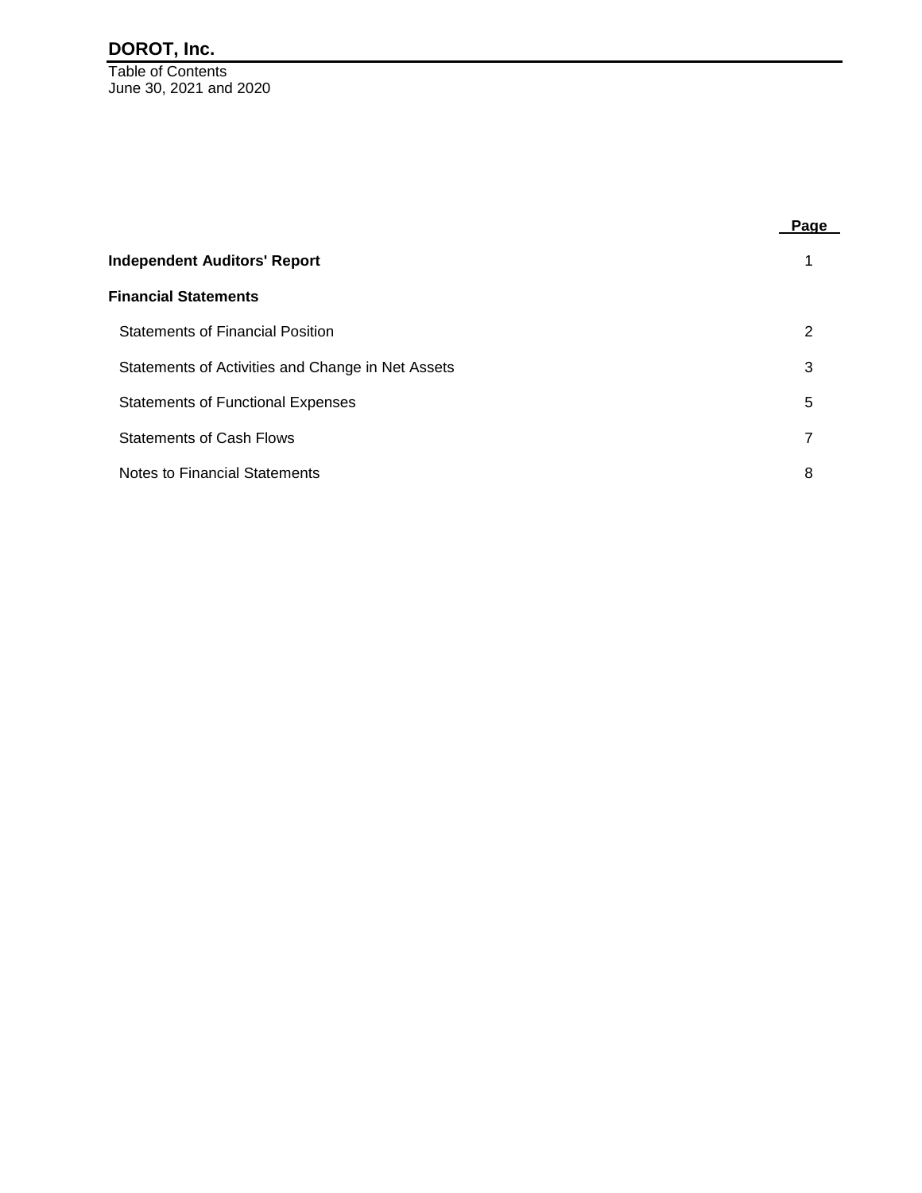# DOROT, Inc.

Table of Contents
June 30, 2021 and 2020

| | Page |
|---|---|
| **Independent Auditors' Report** | 1 |
| **Financial Statements** | |
| Statements of Financial Position | 2 |
| Statements of Activities and Change in Net Assets | 3 |
| Statements of Functional Expenses | 5 |
| Statements of Cash Flows | 7 |
| Notes to Financial Statements | 8 |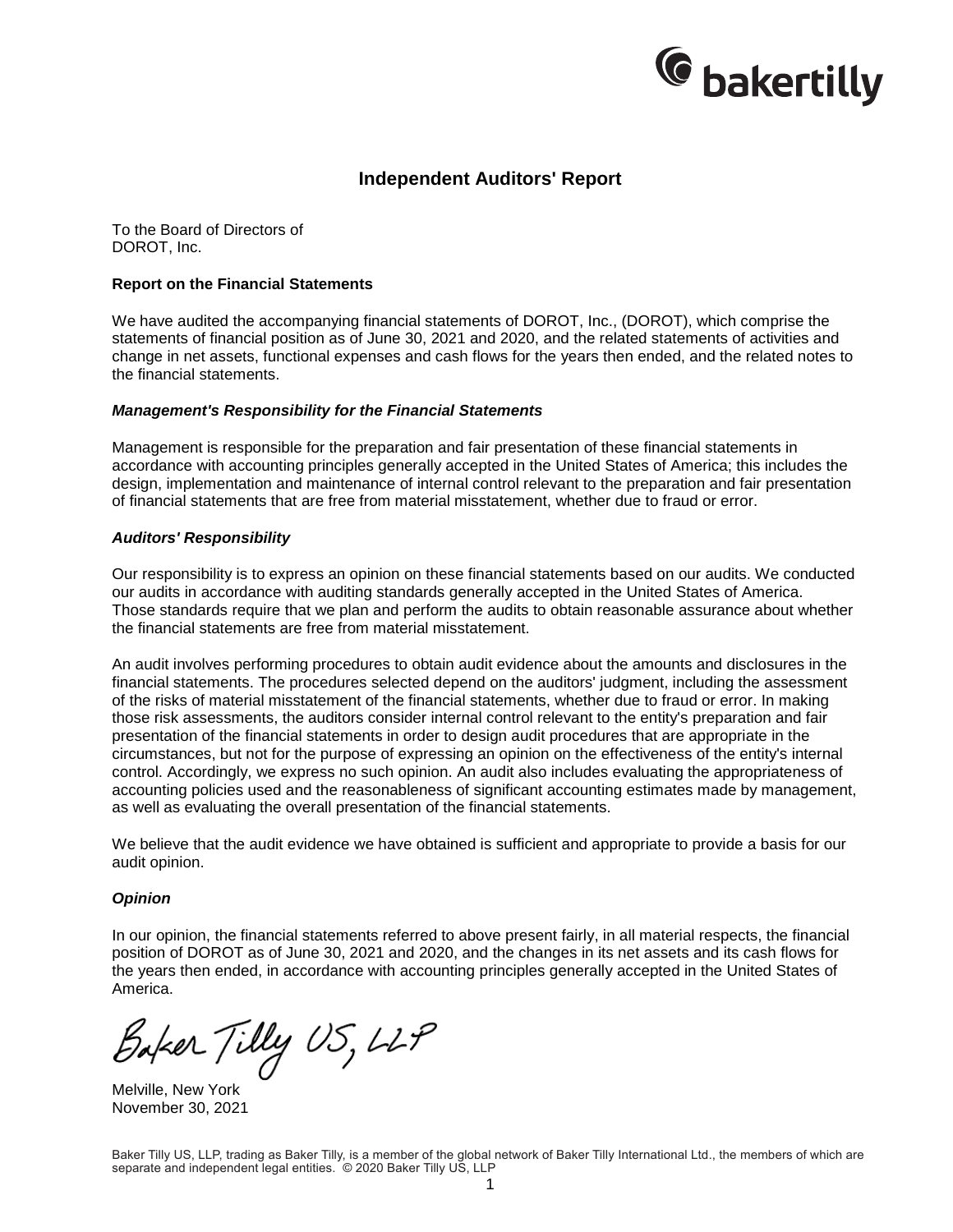# Independent Auditors' Report

To the Board of Directors of
DOROT, Inc.

**Report on the Financial Statements**

We have audited the accompanying financial statements of DOROT, Inc., (DOROT), which comprise the statements of financial position as of June 30, 2021 and 2020, and the related statements of activities and change in net assets, functional expenses and cash flows for the years then ended, and the related notes to the financial statements.

***Management's Responsibility for the Financial Statements***

Management is responsible for the preparation and fair presentation of these financial statements in accordance with accounting principles generally accepted in the United States of America; this includes the design, implementation and maintenance of internal control relevant to the preparation and fair presentation of financial statements that are free from material misstatement, whether due to fraud or error.

***Auditors' Responsibility***

Our responsibility is to express an opinion on these financial statements based on our audits. We conducted our audits in accordance with auditing standards generally accepted in the United States of America. Those standards require that we plan and perform the audits to obtain reasonable assurance about whether the financial statements are free from material misstatement.

An audit involves performing procedures to obtain audit evidence about the amounts and disclosures in the financial statements. The procedures selected depend on the auditors' judgment, including the assessment of the risks of material misstatement of the financial statements, whether due to fraud or error. In making those risk assessments, the auditors consider internal control relevant to the entity's preparation and fair presentation of the financial statements in order to design audit procedures that are appropriate in the circumstances, but not for the purpose of expressing an opinion on the effectiveness of the entity's internal control. Accordingly, we express no such opinion. An audit also includes evaluating the appropriateness of accounting policies used and the reasonableness of significant accounting estimates made by management, as well as evaluating the overall presentation of the financial statements.

We believe that the audit evidence we have obtained is sufficient and appropriate to provide a basis for our audit opinion.

***Opinion***

In our opinion, the financial statements referred to above present fairly, in all material respects, the financial position of DOROT as of June 30, 2021 and 2020, and the changes in its net assets and its cash flows for the years then ended, in accordance with accounting principles generally accepted in the United States of America.

Baker Tilly US, LLP

Melville, New York
November 30, 2021

Baker Tilly US, LLP, trading as Baker Tilly, is a member of the global network of Baker Tilly International Ltd., the members of which are separate and independent legal entities. © 2020 Baker Tilly US, LLP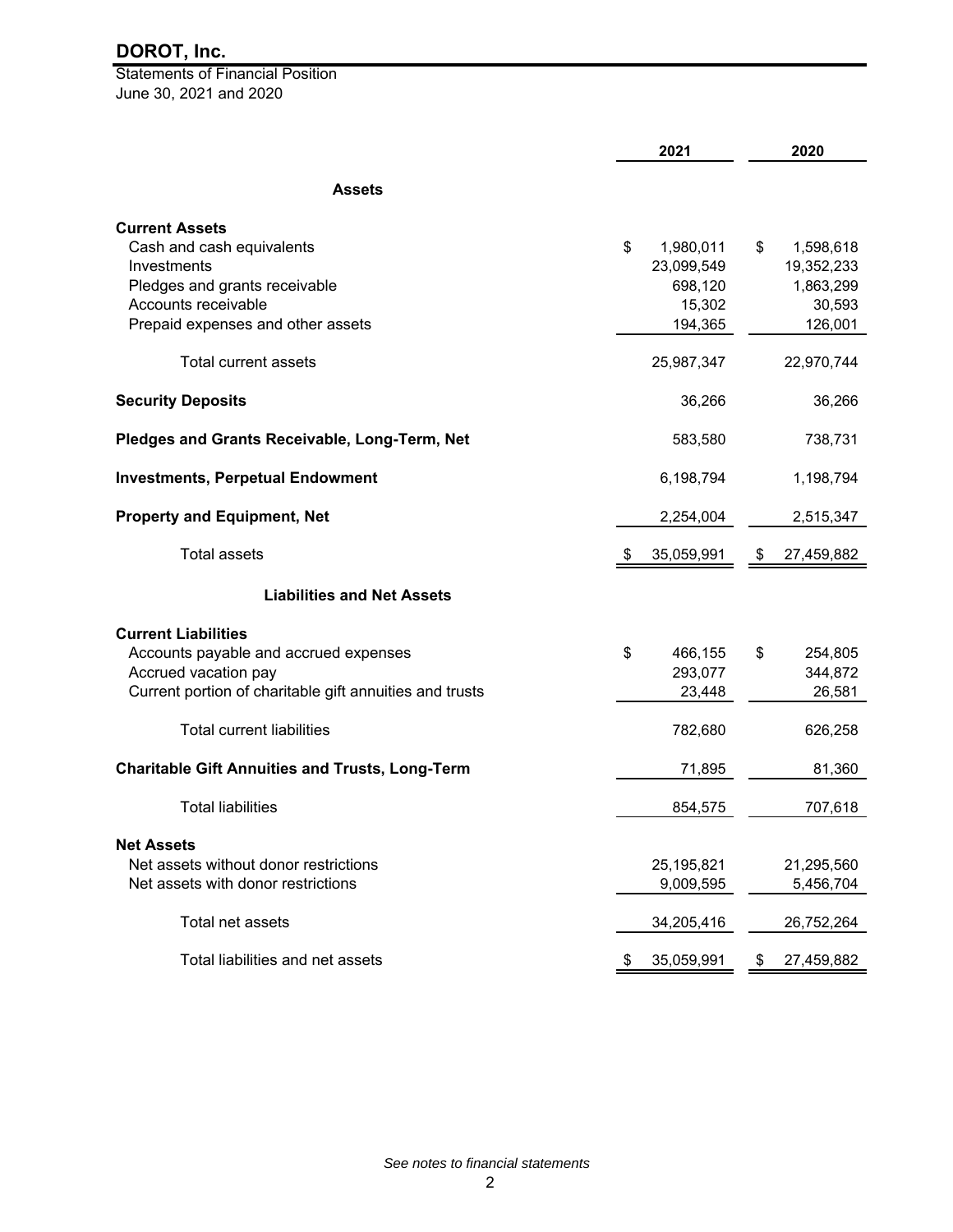# DOROT, Inc.

Statements of Financial Position
June 30, 2021 and 2020

| | 2021 | 2020 |
|---|---|---|
| **Assets** | | |
| **Current Assets** | | |
| Cash and cash equivalents | $ 1,980,011 | $ 1,598,618 |
| Investments | 23,099,549 | 19,352,233 |
| Pledges and grants receivable | 698,120 | 1,863,299 |
| Accounts receivable | 15,302 | 30,593 |
| Prepaid expenses and other assets | 194,365 | 126,001 |
| Total current assets | 25,987,347 | 22,970,744 |
| **Security Deposits** | 36,266 | 36,266 |
| **Pledges and Grants Receivable, Long-Term, Net** | 583,580 | 738,731 |
| **Investments, Perpetual Endowment** | 6,198,794 | 1,198,794 |
| **Property and Equipment, Net** | 2,254,004 | 2,515,347 |
| Total assets | $ 35,059,991 | $ 27,459,882 |
| **Liabilities and Net Assets** | | |
| **Current Liabilities** | | |
| Accounts payable and accrued expenses | $ 466,155 | $ 254,805 |
| Accrued vacation pay | 293,077 | 344,872 |
| Current portion of charitable gift annuities and trusts | 23,448 | 26,581 |
| Total current liabilities | 782,680 | 626,258 |
| **Charitable Gift Annuities and Trusts, Long-Term** | 71,895 | 81,360 |
| Total liabilities | 854,575 | 707,618 |
| **Net Assets** | | |
| Net assets without donor restrictions | 25,195,821 | 21,295,560 |
| Net assets with donor restrictions | 9,009,595 | 5,456,704 |
| Total net assets | 34,205,416 | 26,752,264 |
| Total liabilities and net assets | $ 35,059,991 | $ 27,459,882 |

*See notes to financial statements*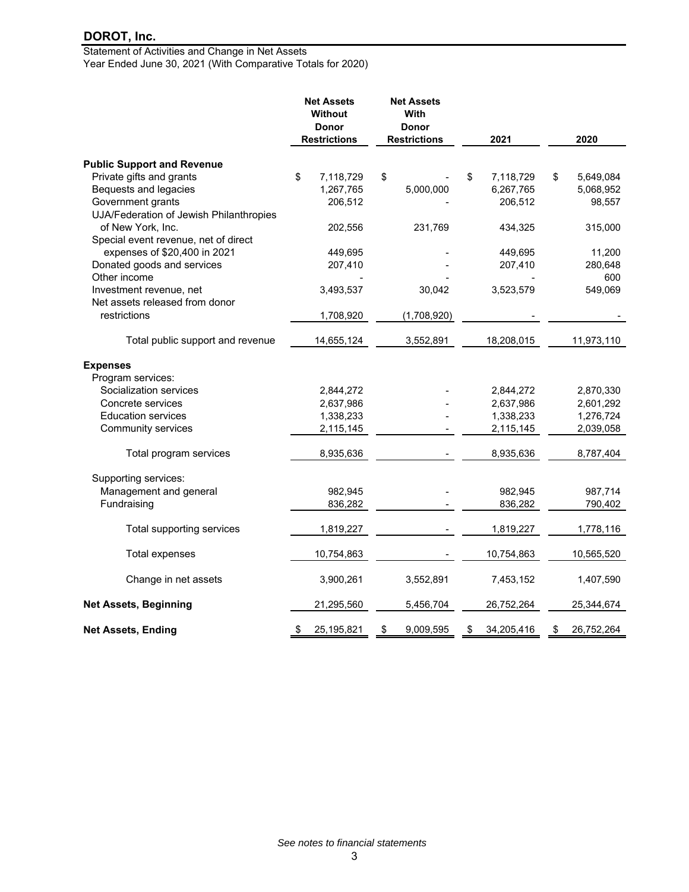**DOROT, Inc.**

Statement of Activities and Change in Net Assets
Year Ended June 30, 2021 (With Comparative Totals for 2020)

| | Net Assets Without Donor Restrictions | Net Assets With Donor Restrictions | 2021 | 2020 |
|---|---|---|---|---|
| **Public Support and Revenue** | | | | |
| Private gifts and grants | $ 7,118,729 | $ - | $ 7,118,729 | $ 5,649,084 |
| Bequests and legacies | 1,267,765 | 5,000,000 | 6,267,765 | 5,068,952 |
| Government grants | 206,512 | - | 206,512 | 98,557 |
| UJA/Federation of Jewish Philanthropies of New York, Inc. | 202,556 | 231,769 | 434,325 | 315,000 |
| Special event revenue, net of direct expenses of $20,400 in 2021 | 449,695 | - | 449,695 | 11,200 |
| Donated goods and services | 207,410 | - | 207,410 | 280,648 |
| Other income | - | - | - | 600 |
| Investment revenue, net | 3,493,537 | 30,042 | 3,523,579 | 549,069 |
| Net assets released from donor restrictions | 1,708,920 | (1,708,920) | - | - |
| Total public support and revenue | 14,655,124 | 3,552,891 | 18,208,015 | 11,973,110 |
| **Expenses** | | | | |
| Program services: | | | | |
| Socialization services | 2,844,272 | - | 2,844,272 | 2,870,330 |
| Concrete services | 2,637,986 | - | 2,637,986 | 2,601,292 |
| Education services | 1,338,233 | - | 1,338,233 | 1,276,724 |
| Community services | 2,115,145 | - | 2,115,145 | 2,039,058 |
| Total program services | 8,935,636 | - | 8,935,636 | 8,787,404 |
| Supporting services: | | | | |
| Management and general | 982,945 | - | 982,945 | 987,714 |
| Fundraising | 836,282 | - | 836,282 | 790,402 |
| Total supporting services | 1,819,227 | - | 1,819,227 | 1,778,116 |
| Total expenses | 10,754,863 | - | 10,754,863 | 10,565,520 |
| Change in net assets | 3,900,261 | 3,552,891 | 7,453,152 | 1,407,590 |
| **Net Assets, Beginning** | 21,295,560 | 5,456,704 | 26,752,264 | 25,344,674 |
| **Net Assets, Ending** | $ 25,195,821 | $ 9,009,595 | $ 34,205,416 | $ 26,752,264 |

*See notes to financial statements*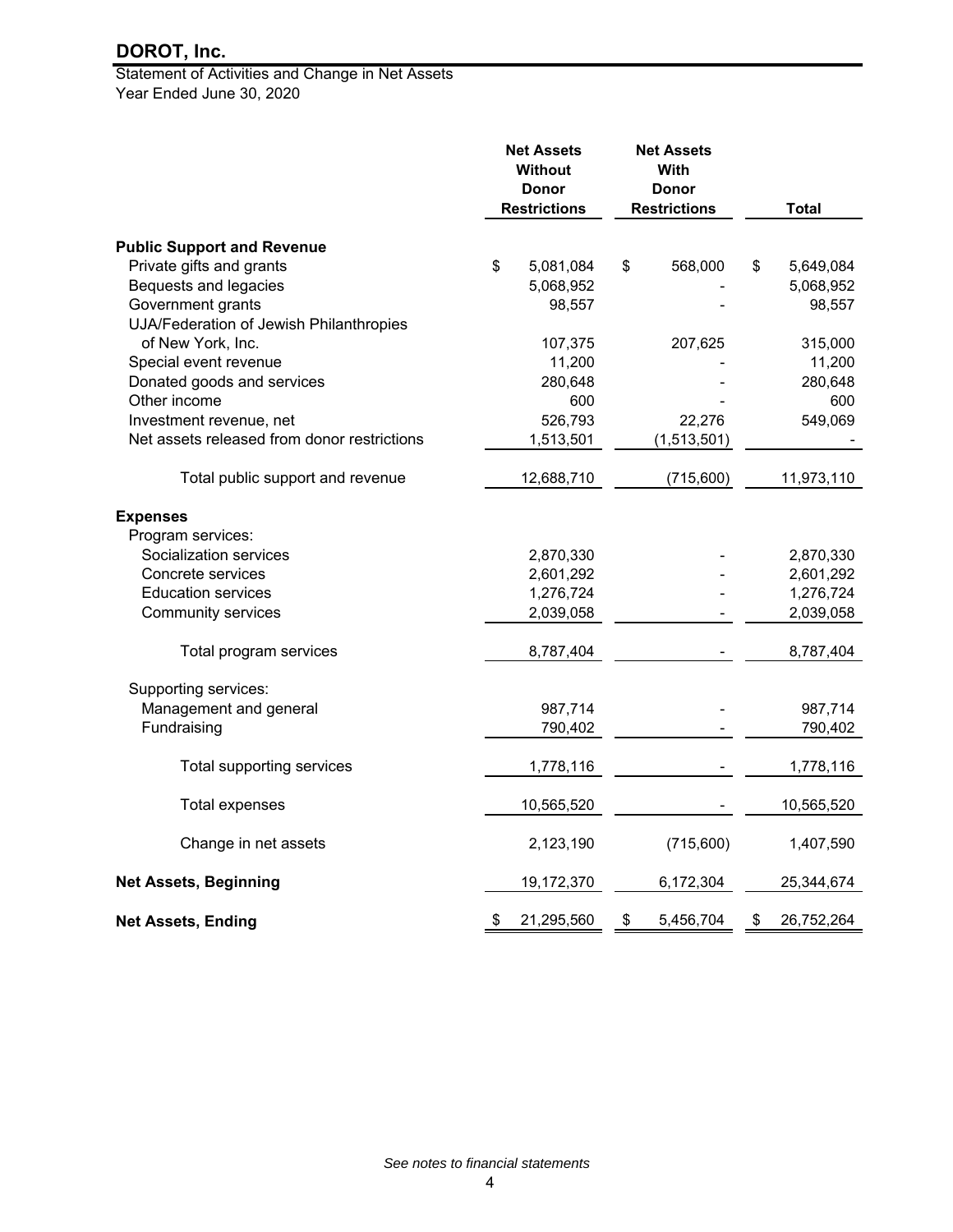# DOROT, Inc.

Statement of Activities and Change in Net Assets
Year Ended June 30, 2020

| | Net Assets Without Donor Restrictions | Net Assets With Donor Restrictions | Total |
|---|---|---|---|
| **Public Support and Revenue** | | | |
| Private gifts and grants | $ 5,081,084 | $ 568,000 | $ 5,649,084 |
| Bequests and legacies | 5,068,952 | - | 5,068,952 |
| Government grants | 98,557 | - | 98,557 |
| UJA/Federation of Jewish Philanthropies of New York, Inc. | 107,375 | 207,625 | 315,000 |
| Special event revenue | 11,200 | - | 11,200 |
| Donated goods and services | 280,648 | - | 280,648 |
| Other income | 600 | - | 600 |
| Investment revenue, net | 526,793 | 22,276 | 549,069 |
| Net assets released from donor restrictions | 1,513,501 | (1,513,501) | - |
| Total public support and revenue | 12,688,710 | (715,600) | 11,973,110 |
| **Expenses** | | | |
| Program services: | | | |
| Socialization services | 2,870,330 | - | 2,870,330 |
| Concrete services | 2,601,292 | - | 2,601,292 |
| Education services | 1,276,724 | - | 1,276,724 |
| Community services | 2,039,058 | - | 2,039,058 |
| Total program services | 8,787,404 | - | 8,787,404 |
| Supporting services: | | | |
| Management and general | 987,714 | - | 987,714 |
| Fundraising | 790,402 | - | 790,402 |
| Total supporting services | 1,778,116 | - | 1,778,116 |
| Total expenses | 10,565,520 | - | 10,565,520 |
| Change in net assets | 2,123,190 | (715,600) | 1,407,590 |
| **Net Assets, Beginning** | 19,172,370 | 6,172,304 | 25,344,674 |
| **Net Assets, Ending** | $ 21,295,560 | $ 5,456,704 | $ 26,752,264 |

*See notes to financial statements*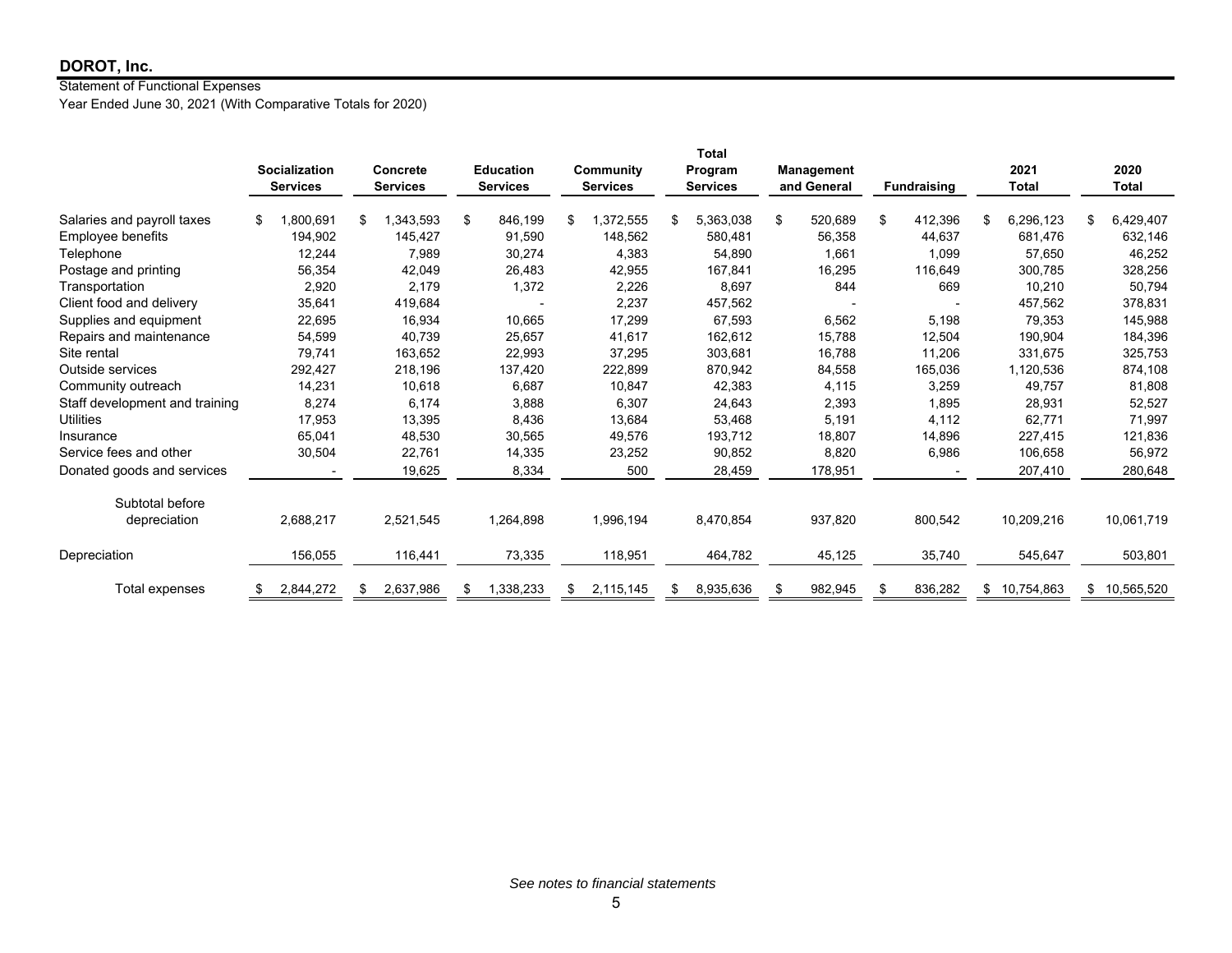# DOROT, Inc.

Statement of Functional Expenses

Year Ended June 30, 2021 (With Comparative Totals for 2020)

| | Socialization Services | Concrete Services | Education Services | Community Services | Total Program Services | Management and General | Fundraising | 2021 Total | 2020 Total |
|---|---|---|---|---|---|---|---|---|---|
| Salaries and payroll taxes | $ 1,800,691 | $ 1,343,593 | $ 846,199 | $ 1,372,555 | $ 5,363,038 | $ 520,689 | $ 412,396 | $ 6,296,123 | $ 6,429,407 |
| Employee benefits | 194,902 | 145,427 | 91,590 | 148,562 | 580,481 | 56,358 | 44,637 | 681,476 | 632,146 |
| Telephone | 12,244 | 7,989 | 30,274 | 4,383 | 54,890 | 1,661 | 1,099 | 57,650 | 46,252 |
| Postage and printing | 56,354 | 42,049 | 26,483 | 42,955 | 167,841 | 16,295 | 116,649 | 300,785 | 328,256 |
| Transportation | 2,920 | 2,179 | 1,372 | 2,226 | 8,697 | 844 | 669 | 10,210 | 50,794 |
| Client food and delivery | 35,641 | 419,684 | - | 2,237 | 457,562 | - | - | 457,562 | 378,831 |
| Supplies and equipment | 22,695 | 16,934 | 10,665 | 17,299 | 67,593 | 6,562 | 5,198 | 79,353 | 145,988 |
| Repairs and maintenance | 54,599 | 40,739 | 25,657 | 41,617 | 162,612 | 15,788 | 12,504 | 190,904 | 184,396 |
| Site rental | 79,741 | 163,652 | 22,993 | 37,295 | 303,681 | 16,788 | 11,206 | 331,675 | 325,753 |
| Outside services | 292,427 | 218,196 | 137,420 | 222,899 | 870,942 | 84,558 | 165,036 | 1,120,536 | 874,108 |
| Community outreach | 14,231 | 10,618 | 6,687 | 10,847 | 42,383 | 4,115 | 3,259 | 49,757 | 81,808 |
| Staff development and training | 8,274 | 6,174 | 3,888 | 6,307 | 24,643 | 2,393 | 1,895 | 28,931 | 52,527 |
| Utilities | 17,953 | 13,395 | 8,436 | 13,684 | 53,468 | 5,191 | 4,112 | 62,771 | 71,997 |
| Insurance | 65,041 | 48,530 | 30,565 | 49,576 | 193,712 | 18,807 | 14,896 | 227,415 | 121,836 |
| Service fees and other | 30,504 | 22,761 | 14,335 | 23,252 | 90,852 | 8,820 | 6,986 | 106,658 | 56,972 |
| Donated goods and services | - | 19,625 | 8,334 | 500 | 28,459 | 178,951 | - | 207,410 | 280,648 |
| Subtotal before depreciation | 2,688,217 | 2,521,545 | 1,264,898 | 1,996,194 | 8,470,854 | 937,820 | 800,542 | 10,209,216 | 10,061,719 |
| Depreciation | 156,055 | 116,441 | 73,335 | 118,951 | 464,782 | 45,125 | 35,740 | 545,647 | 503,801 |
| Total expenses | $ 2,844,272 | $ 2,637,986 | $ 1,338,233 | $ 2,115,145 | $ 8,935,636 | $ 982,945 | $ 836,282 | $ 10,754,863 | $ 10,565,520 |

*See notes to financial statements*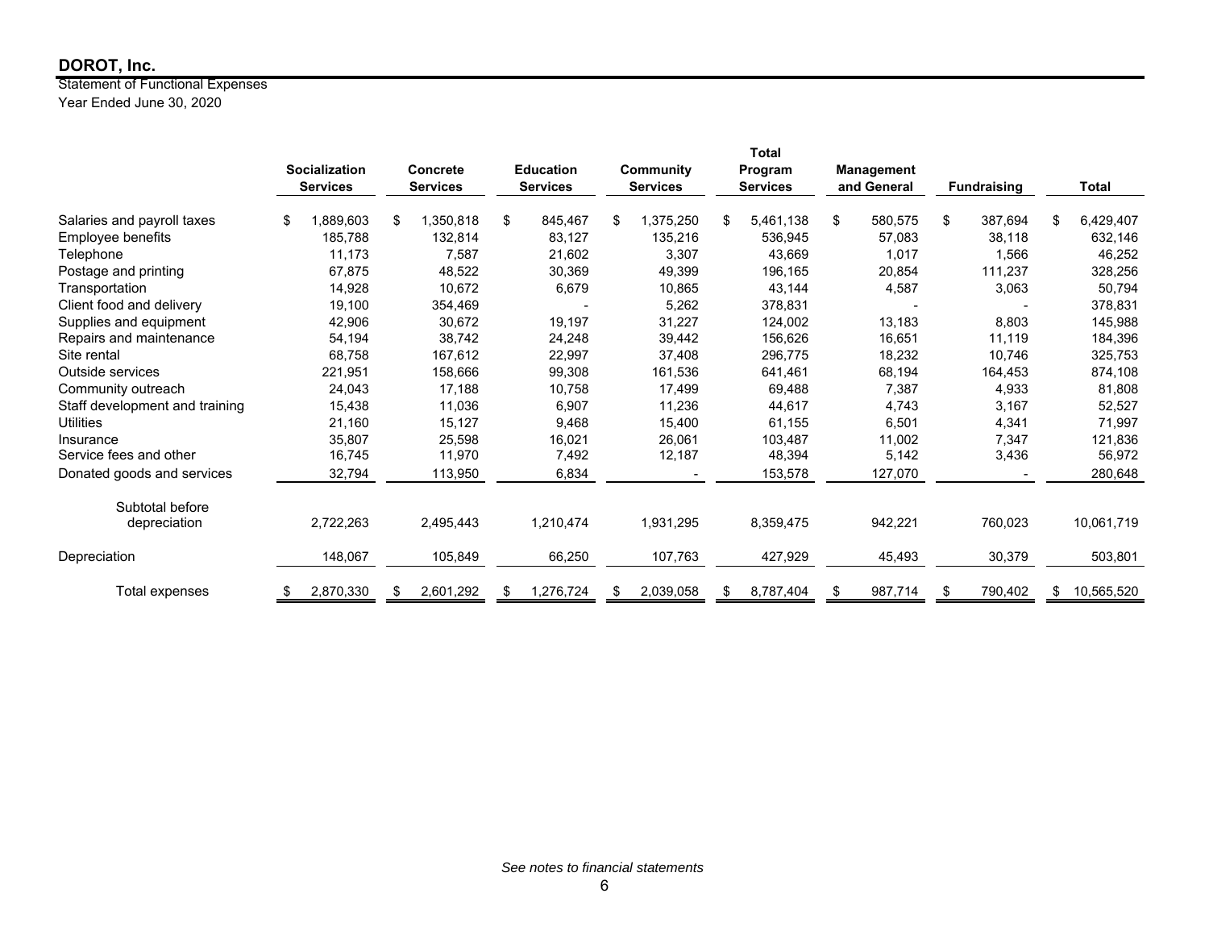# DOROT, Inc.

Statement of Functional Expenses
Year Ended June 30, 2020

| | Socialization Services | Concrete Services | Education Services | Community Services | Total Program Services | Management and General | Fundraising | Total |
|---|---|---|---|---|---|---|---|---|
| Salaries and payroll taxes | $ 1,889,603 | $ 1,350,818 | $ 845,467 | $ 1,375,250 | $ 5,461,138 | $ 580,575 | $ 387,694 | $ 6,429,407 |
| Employee benefits | 185,788 | 132,814 | 83,127 | 135,216 | 536,945 | 57,083 | 38,118 | 632,146 |
| Telephone | 11,173 | 7,587 | 21,602 | 3,307 | 43,669 | 1,017 | 1,566 | 46,252 |
| Postage and printing | 67,875 | 48,522 | 30,369 | 49,399 | 196,165 | 20,854 | 111,237 | 328,256 |
| Transportation | 14,928 | 10,672 | 6,679 | 10,865 | 43,144 | 4,587 | 3,063 | 50,794 |
| Client food and delivery | 19,100 | 354,469 | - | 5,262 | 378,831 | - | - | 378,831 |
| Supplies and equipment | 42,906 | 30,672 | 19,197 | 31,227 | 124,002 | 13,183 | 8,803 | 145,988 |
| Repairs and maintenance | 54,194 | 38,742 | 24,248 | 39,442 | 156,626 | 16,651 | 11,119 | 184,396 |
| Site rental | 68,758 | 167,612 | 22,997 | 37,408 | 296,775 | 18,232 | 10,746 | 325,753 |
| Outside services | 221,951 | 158,666 | 99,308 | 161,536 | 641,461 | 68,194 | 164,453 | 874,108 |
| Community outreach | 24,043 | 17,188 | 10,758 | 17,499 | 69,488 | 7,387 | 4,933 | 81,808 |
| Staff development and training | 15,438 | 11,036 | 6,907 | 11,236 | 44,617 | 4,743 | 3,167 | 52,527 |
| Utilities | 21,160 | 15,127 | 9,468 | 15,400 | 61,155 | 6,501 | 4,341 | 71,997 |
| Insurance | 35,807 | 25,598 | 16,021 | 26,061 | 103,487 | 11,002 | 7,347 | 121,836 |
| Service fees and other | 16,745 | 11,970 | 7,492 | 12,187 | 48,394 | 5,142 | 3,436 | 56,972 |
| Donated goods and services | 32,794 | 113,950 | 6,834 | - | 153,578 | 127,070 | - | 280,648 |
| Subtotal before depreciation | 2,722,263 | 2,495,443 | 1,210,474 | 1,931,295 | 8,359,475 | 942,221 | 760,023 | 10,061,719 |
| Depreciation | 148,067 | 105,849 | 66,250 | 107,763 | 427,929 | 45,493 | 30,379 | 503,801 |
| Total expenses | $ 2,870,330 | $ 2,601,292 | $ 1,276,724 | $ 2,039,058 | $ 8,787,404 | $ 987,714 | $ 790,402 | $ 10,565,520 |

*See notes to financial statements*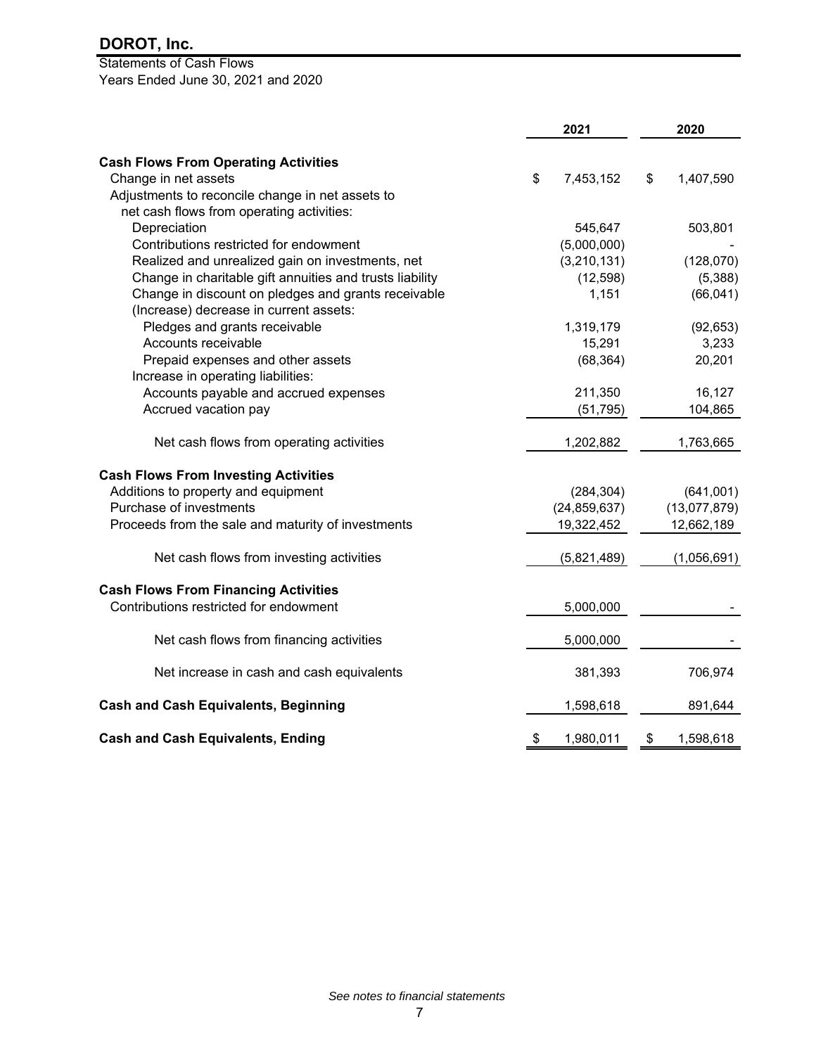# DOROT, Inc.

Statements of Cash Flows
Years Ended June 30, 2021 and 2020

| | 2021 | 2020 |
|---|---|---|
| **Cash Flows From Operating Activities** | | |
| Change in net assets | $ 7,453,152 | $ 1,407,590 |
| Adjustments to reconcile change in net assets to net cash flows from operating activities: | | |
| Depreciation | 545,647 | 503,801 |
| Contributions restricted for endowment | (5,000,000) | - |
| Realized and unrealized gain on investments, net | (3,210,131) | (128,070) |
| Change in charitable gift annuities and trusts liability | (12,598) | (5,388) |
| Change in discount on pledges and grants receivable | 1,151 | (66,041) |
| (Increase) decrease in current assets: | | |
| Pledges and grants receivable | 1,319,179 | (92,653) |
| Accounts receivable | 15,291 | 3,233 |
| Prepaid expenses and other assets | (68,364) | 20,201 |
| Increase in operating liabilities: | | |
| Accounts payable and accrued expenses | 211,350 | 16,127 |
| Accrued vacation pay | (51,795) | 104,865 |
| Net cash flows from operating activities | 1,202,882 | 1,763,665 |
| **Cash Flows From Investing Activities** | | |
| Additions to property and equipment | (284,304) | (641,001) |
| Purchase of investments | (24,859,637) | (13,077,879) |
| Proceeds from the sale and maturity of investments | 19,322,452 | 12,662,189 |
| Net cash flows from investing activities | (5,821,489) | (1,056,691) |
| **Cash Flows From Financing Activities** | | |
| Contributions restricted for endowment | 5,000,000 | - |
| Net cash flows from financing activities | 5,000,000 | - |
| Net increase in cash and cash equivalents | 381,393 | 706,974 |
| **Cash and Cash Equivalents, Beginning** | 1,598,618 | 891,644 |
| **Cash and Cash Equivalents, Ending** | $ 1,980,011 | $ 1,598,618 |

*See notes to financial statements*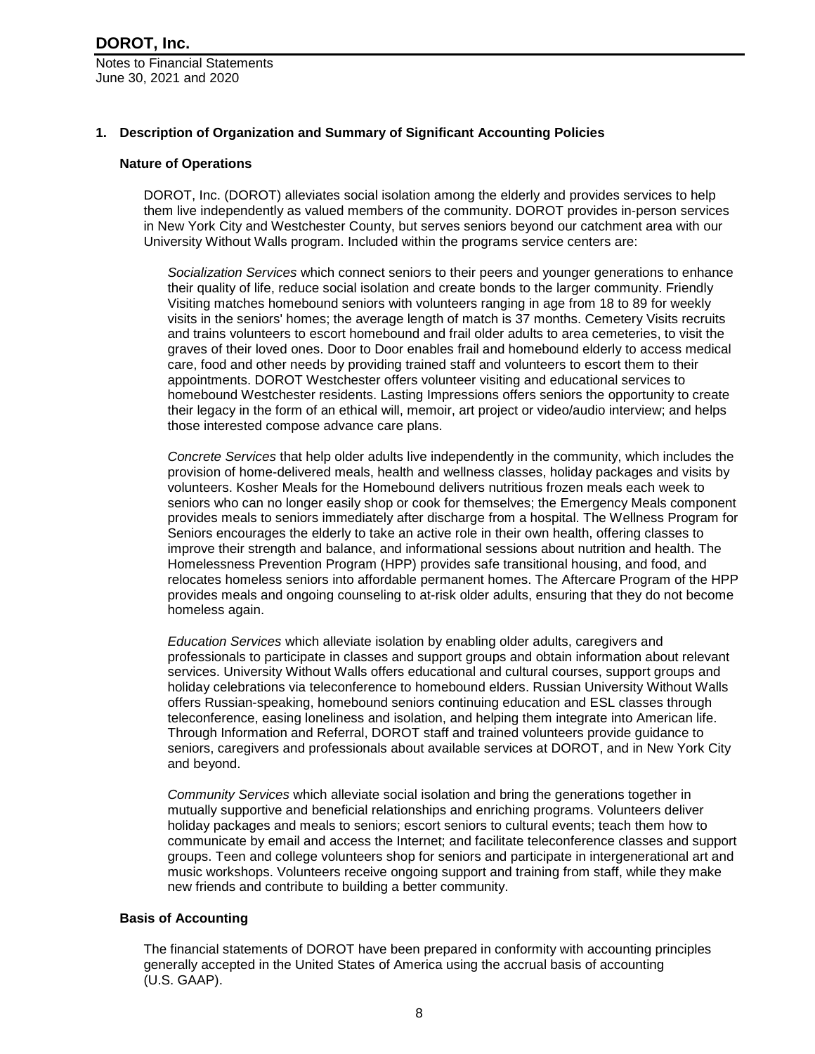## 1. Description of Organization and Summary of Significant Accounting Policies

### Nature of Operations

DOROT, Inc. (DOROT) alleviates social isolation among the elderly and provides services to help them live independently as valued members of the community. DOROT provides in-person services in New York City and Westchester County, but serves seniors beyond our catchment area with our University Without Walls program. Included within the programs service centers are:

*Socialization Services* which connect seniors to their peers and younger generations to enhance their quality of life, reduce social isolation and create bonds to the larger community. Friendly Visiting matches homebound seniors with volunteers ranging in age from 18 to 89 for weekly visits in the seniors' homes; the average length of match is 37 months. Cemetery Visits recruits and trains volunteers to escort homebound and frail older adults to area cemeteries, to visit the graves of their loved ones. Door to Door enables frail and homebound elderly to access medical care, food and other needs by providing trained staff and volunteers to escort them to their appointments. DOROT Westchester offers volunteer visiting and educational services to homebound Westchester residents. Lasting Impressions offers seniors the opportunity to create their legacy in the form of an ethical will, memoir, art project or video/audio interview; and helps those interested compose advance care plans.

*Concrete Services* that help older adults live independently in the community, which includes the provision of home-delivered meals, health and wellness classes, holiday packages and visits by volunteers. Kosher Meals for the Homebound delivers nutritious frozen meals each week to seniors who can no longer easily shop or cook for themselves; the Emergency Meals component provides meals to seniors immediately after discharge from a hospital. The Wellness Program for Seniors encourages the elderly to take an active role in their own health, offering classes to improve their strength and balance, and informational sessions about nutrition and health. The Homelessness Prevention Program (HPP) provides safe transitional housing, and food, and relocates homeless seniors into affordable permanent homes. The Aftercare Program of the HPP provides meals and ongoing counseling to at-risk older adults, ensuring that they do not become homeless again.

*Education Services* which alleviate isolation by enabling older adults, caregivers and professionals to participate in classes and support groups and obtain information about relevant services. University Without Walls offers educational and cultural courses, support groups and holiday celebrations via teleconference to homebound elders. Russian University Without Walls offers Russian-speaking, homebound seniors continuing education and ESL classes through teleconference, easing loneliness and isolation, and helping them integrate into American life. Through Information and Referral, DOROT staff and trained volunteers provide guidance to seniors, caregivers and professionals about available services at DOROT, and in New York City and beyond.

*Community Services* which alleviate social isolation and bring the generations together in mutually supportive and beneficial relationships and enriching programs. Volunteers deliver holiday packages and meals to seniors; escort seniors to cultural events; teach them how to communicate by email and access the Internet; and facilitate teleconference classes and support groups. Teen and college volunteers shop for seniors and participate in intergenerational art and music workshops. Volunteers receive ongoing support and training from staff, while they make new friends and contribute to building a better community.

### Basis of Accounting

The financial statements of DOROT have been prepared in conformity with accounting principles generally accepted in the United States of America using the accrual basis of accounting (U.S. GAAP).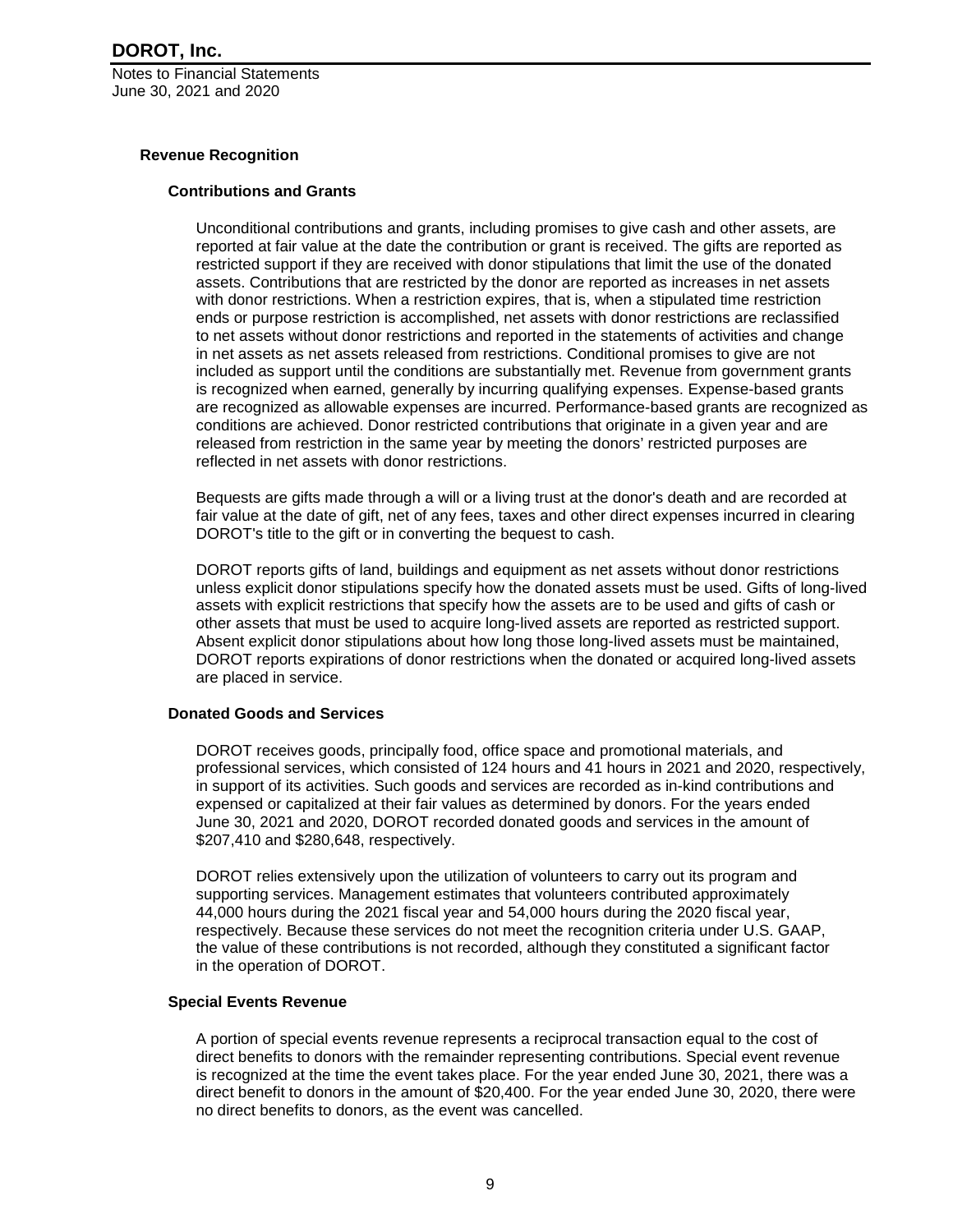### Revenue Recognition

#### Contributions and Grants

Unconditional contributions and grants, including promises to give cash and other assets, are reported at fair value at the date the contribution or grant is received. The gifts are reported as restricted support if they are received with donor stipulations that limit the use of the donated assets. Contributions that are restricted by the donor are reported as increases in net assets with donor restrictions. When a restriction expires, that is, when a stipulated time restriction ends or purpose restriction is accomplished, net assets with donor restrictions are reclassified to net assets without donor restrictions and reported in the statements of activities and change in net assets as net assets released from restrictions. Conditional promises to give are not included as support until the conditions are substantially met. Revenue from government grants is recognized when earned, generally by incurring qualifying expenses. Expense-based grants are recognized as allowable expenses are incurred. Performance-based grants are recognized as conditions are achieved. Donor restricted contributions that originate in a given year and are released from restriction in the same year by meeting the donors' restricted purposes are reflected in net assets with donor restrictions.

Bequests are gifts made through a will or a living trust at the donor's death and are recorded at fair value at the date of gift, net of any fees, taxes and other direct expenses incurred in clearing DOROT's title to the gift or in converting the bequest to cash.

DOROT reports gifts of land, buildings and equipment as net assets without donor restrictions unless explicit donor stipulations specify how the donated assets must be used. Gifts of long-lived assets with explicit restrictions that specify how the assets are to be used and gifts of cash or other assets that must be used to acquire long-lived assets are reported as restricted support. Absent explicit donor stipulations about how long those long-lived assets must be maintained, DOROT reports expirations of donor restrictions when the donated or acquired long-lived assets are placed in service.

#### Donated Goods and Services

DOROT receives goods, principally food, office space and promotional materials, and professional services, which consisted of 124 hours and 41 hours in 2021 and 2020, respectively, in support of its activities. Such goods and services are recorded as in-kind contributions and expensed or capitalized at their fair values as determined by donors. For the years ended June 30, 2021 and 2020, DOROT recorded donated goods and services in the amount of $207,410 and $280,648, respectively.

DOROT relies extensively upon the utilization of volunteers to carry out its program and supporting services. Management estimates that volunteers contributed approximately 44,000 hours during the 2021 fiscal year and 54,000 hours during the 2020 fiscal year, respectively. Because these services do not meet the recognition criteria under U.S. GAAP, the value of these contributions is not recorded, although they constituted a significant factor in the operation of DOROT.

#### Special Events Revenue

A portion of special events revenue represents a reciprocal transaction equal to the cost of direct benefits to donors with the remainder representing contributions. Special event revenue is recognized at the time the event takes place. For the year ended June 30, 2021, there was a direct benefit to donors in the amount of $20,400. For the year ended June 30, 2020, there were no direct benefits to donors, as the event was cancelled.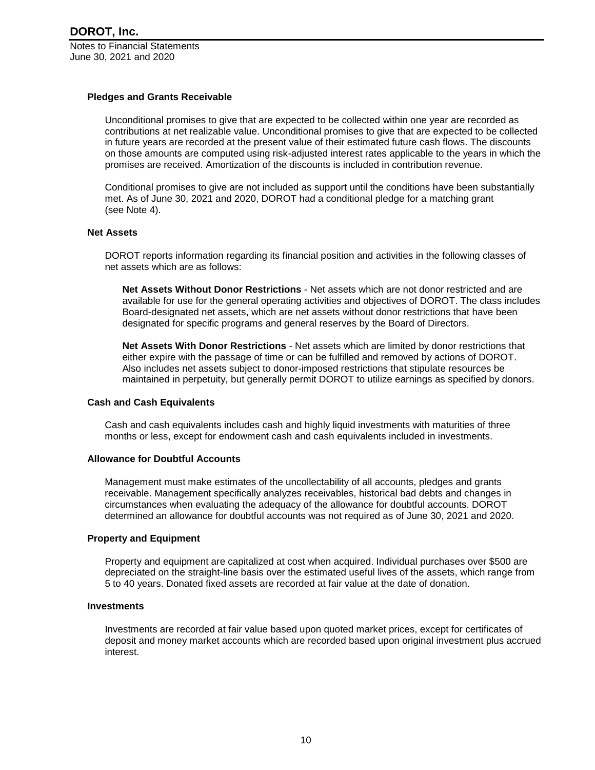### Pledges and Grants Receivable

Unconditional promises to give that are expected to be collected within one year are recorded as contributions at net realizable value. Unconditional promises to give that are expected to be collected in future years are recorded at the present value of their estimated future cash flows. The discounts on those amounts are computed using risk-adjusted interest rates applicable to the years in which the promises are received. Amortization of the discounts is included in contribution revenue.

Conditional promises to give are not included as support until the conditions have been substantially met. As of June 30, 2021 and 2020, DOROT had a conditional pledge for a matching grant (see Note 4).

### Net Assets

DOROT reports information regarding its financial position and activities in the following classes of net assets which are as follows:

**Net Assets Without Donor Restrictions** - Net assets which are not donor restricted and are available for use for the general operating activities and objectives of DOROT. The class includes Board-designated net assets, which are net assets without donor restrictions that have been designated for specific programs and general reserves by the Board of Directors.

**Net Assets With Donor Restrictions** - Net assets which are limited by donor restrictions that either expire with the passage of time or can be fulfilled and removed by actions of DOROT. Also includes net assets subject to donor-imposed restrictions that stipulate resources be maintained in perpetuity, but generally permit DOROT to utilize earnings as specified by donors.

### Cash and Cash Equivalents

Cash and cash equivalents includes cash and highly liquid investments with maturities of three months or less, except for endowment cash and cash equivalents included in investments.

### Allowance for Doubtful Accounts

Management must make estimates of the uncollectability of all accounts, pledges and grants receivable. Management specifically analyzes receivables, historical bad debts and changes in circumstances when evaluating the adequacy of the allowance for doubtful accounts. DOROT determined an allowance for doubtful accounts was not required as of June 30, 2021 and 2020.

### Property and Equipment

Property and equipment are capitalized at cost when acquired. Individual purchases over $500 are depreciated on the straight-line basis over the estimated useful lives of the assets, which range from 5 to 40 years. Donated fixed assets are recorded at fair value at the date of donation.

### Investments

Investments are recorded at fair value based upon quoted market prices, except for certificates of deposit and money market accounts which are recorded based upon original investment plus accrued interest.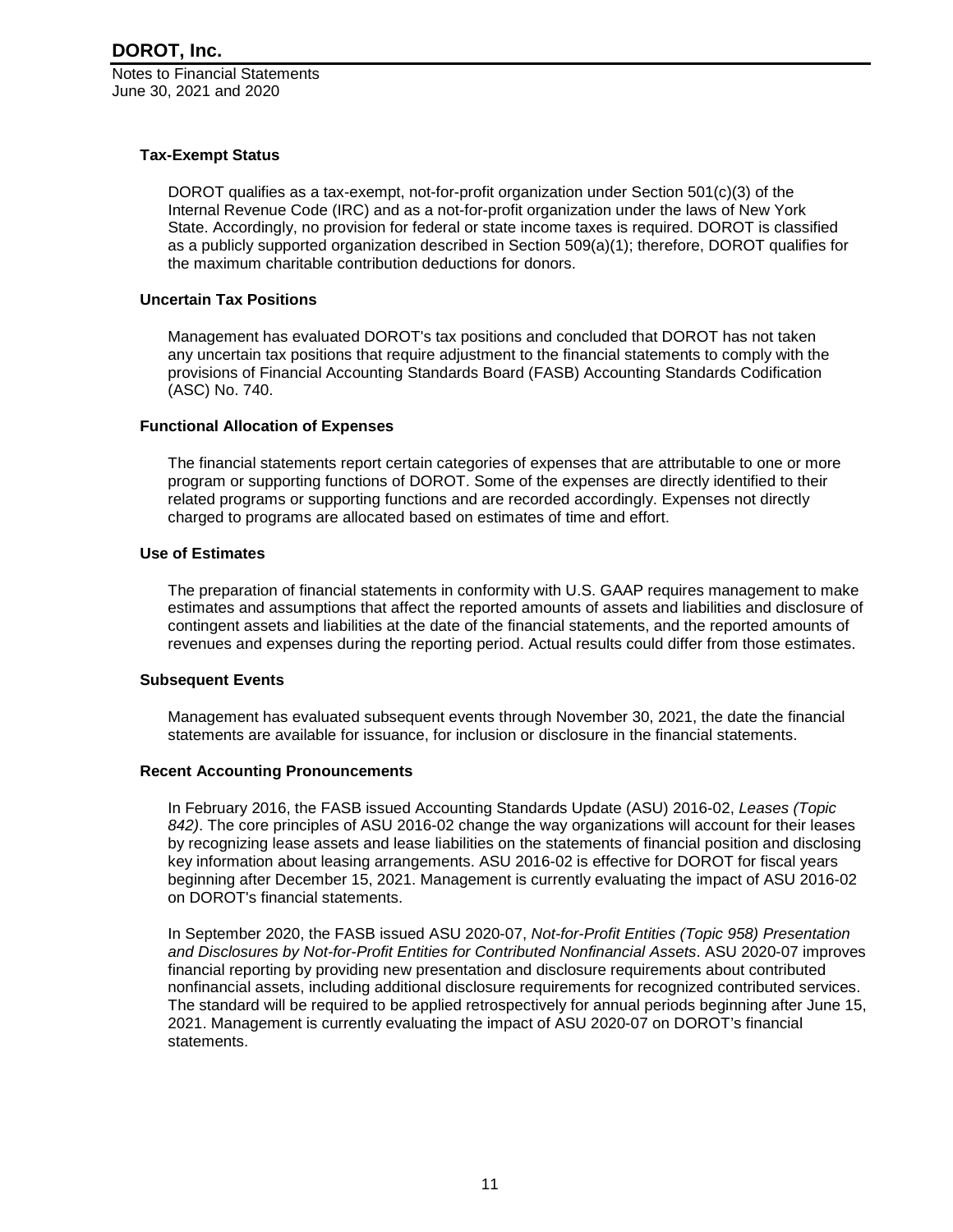### Tax-Exempt Status

DOROT qualifies as a tax-exempt, not-for-profit organization under Section 501(c)(3) of the Internal Revenue Code (IRC) and as a not-for-profit organization under the laws of New York State. Accordingly, no provision for federal or state income taxes is required. DOROT is classified as a publicly supported organization described in Section 509(a)(1); therefore, DOROT qualifies for the maximum charitable contribution deductions for donors.

### Uncertain Tax Positions

Management has evaluated DOROT's tax positions and concluded that DOROT has not taken any uncertain tax positions that require adjustment to the financial statements to comply with the provisions of Financial Accounting Standards Board (FASB) Accounting Standards Codification (ASC) No. 740.

### Functional Allocation of Expenses

The financial statements report certain categories of expenses that are attributable to one or more program or supporting functions of DOROT. Some of the expenses are directly identified to their related programs or supporting functions and are recorded accordingly. Expenses not directly charged to programs are allocated based on estimates of time and effort.

### Use of Estimates

The preparation of financial statements in conformity with U.S. GAAP requires management to make estimates and assumptions that affect the reported amounts of assets and liabilities and disclosure of contingent assets and liabilities at the date of the financial statements, and the reported amounts of revenues and expenses during the reporting period. Actual results could differ from those estimates.

### Subsequent Events

Management has evaluated subsequent events through November 30, 2021, the date the financial statements are available for issuance, for inclusion or disclosure in the financial statements.

### Recent Accounting Pronouncements

In February 2016, the FASB issued Accounting Standards Update (ASU) 2016-02, *Leases (Topic 842)*. The core principles of ASU 2016-02 change the way organizations will account for their leases by recognizing lease assets and lease liabilities on the statements of financial position and disclosing key information about leasing arrangements. ASU 2016-02 is effective for DOROT for fiscal years beginning after December 15, 2021. Management is currently evaluating the impact of ASU 2016-02 on DOROT's financial statements.

In September 2020, the FASB issued ASU 2020-07, *Not-for-Profit Entities (Topic 958) Presentation and Disclosures by Not-for-Profit Entities for Contributed Nonfinancial Assets*. ASU 2020-07 improves financial reporting by providing new presentation and disclosure requirements about contributed nonfinancial assets, including additional disclosure requirements for recognized contributed services. The standard will be required to be applied retrospectively for annual periods beginning after June 15, 2021. Management is currently evaluating the impact of ASU 2020-07 on DOROT's financial statements.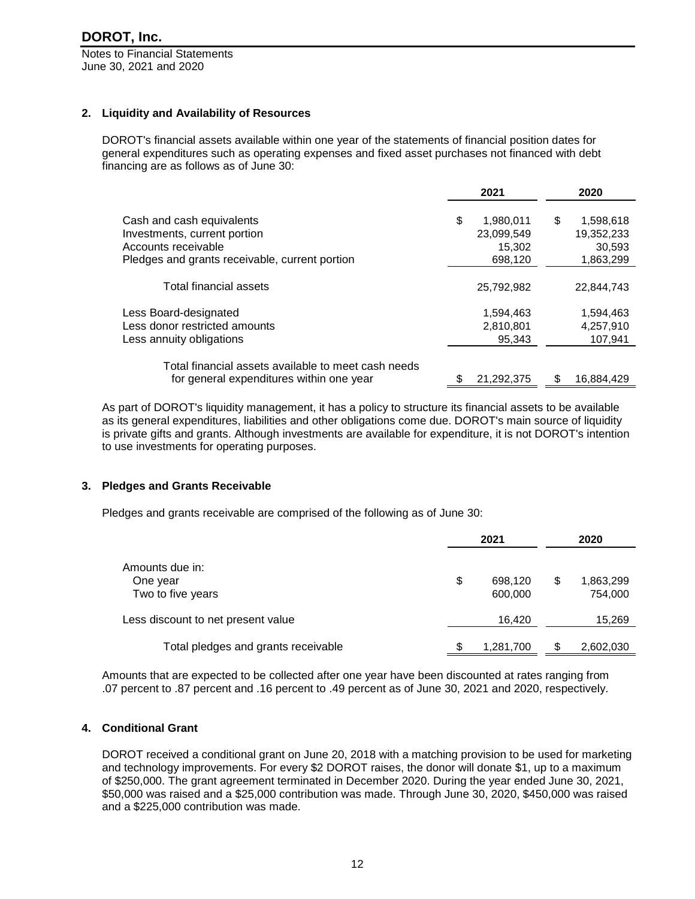## 2. Liquidity and Availability of Resources

DOROT's financial assets available within one year of the statements of financial position dates for general expenditures such as operating expenses and fixed asset purchases not financed with debt financing are as follows as of June 30:

| | 2021 | 2020 |
|---|---|---|
| Cash and cash equivalents | $ 1,980,011 | $ 1,598,618 |
| Investments, current portion | 23,099,549 | 19,352,233 |
| Accounts receivable | 15,302 | 30,593 |
| Pledges and grants receivable, current portion | 698,120 | 1,863,299 |
| Total financial assets | 25,792,982 | 22,844,743 |
| Less Board-designated | 1,594,463 | 1,594,463 |
| Less donor restricted amounts | 2,810,801 | 4,257,910 |
| Less annuity obligations | 95,343 | 107,941 |
| Total financial assets available to meet cash needs for general expenditures within one year | $ 21,292,375 | $ 16,884,429 |

As part of DOROT's liquidity management, it has a policy to structure its financial assets to be available as its general expenditures, liabilities and other obligations come due. DOROT's main source of liquidity is private gifts and grants. Although investments are available for expenditure, it is not DOROT's intention to use investments for operating purposes.

## 3. Pledges and Grants Receivable

Pledges and grants receivable are comprised of the following as of June 30:

| | 2021 | 2020 |
|---|---|---|
| Amounts due in: | | |
| One year | $ 698,120 | $ 1,863,299 |
| Two to five years | 600,000 | 754,000 |
| Less discount to net present value | 16,420 | 15,269 |
| Total pledges and grants receivable | $ 1,281,700 | $ 2,602,030 |

Amounts that are expected to be collected after one year have been discounted at rates ranging from .07 percent to .87 percent and .16 percent to .49 percent as of June 30, 2021 and 2020, respectively.

## 4. Conditional Grant

DOROT received a conditional grant on June 20, 2018 with a matching provision to be used for marketing and technology improvements. For every $2 DOROT raises, the donor will donate $1, up to a maximum of $250,000. The grant agreement terminated in December 2020. During the year ended June 30, 2021, $50,000 was raised and a $25,000 contribution was made. Through June 30, 2020, $450,000 was raised and a $225,000 contribution was made.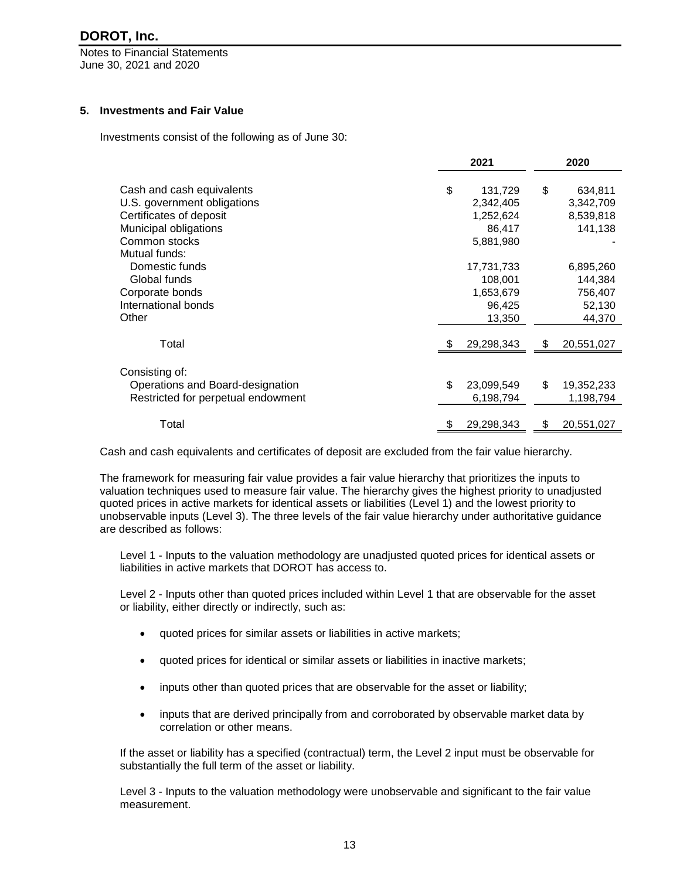## 5. Investments and Fair Value

Investments consist of the following as of June 30:

| | 2021 | 2020 |
|---|---|---|
| Cash and cash equivalents | $ 131,729 | $ 634,811 |
| U.S. government obligations | 2,342,405 | 3,342,709 |
| Certificates of deposit | 1,252,624 | 8,539,818 |
| Municipal obligations | 86,417 | 141,138 |
| Common stocks | 5,881,980 | - |
| Mutual funds: | | |
| Domestic funds | 17,731,733 | 6,895,260 |
| Global funds | 108,001 | 144,384 |
| Corporate bonds | 1,653,679 | 756,407 |
| International bonds | 96,425 | 52,130 |
| Other | 13,350 | 44,370 |
| Total | $ 29,298,343 | $ 20,551,027 |
| Consisting of: | | |
| Operations and Board-designation | $ 23,099,549 | $ 19,352,233 |
| Restricted for perpetual endowment | 6,198,794 | 1,198,794 |
| Total | $ 29,298,343 | $ 20,551,027 |

Cash and cash equivalents and certificates of deposit are excluded from the fair value hierarchy.

The framework for measuring fair value provides a fair value hierarchy that prioritizes the inputs to valuation techniques used to measure fair value. The hierarchy gives the highest priority to unadjusted quoted prices in active markets for identical assets or liabilities (Level 1) and the lowest priority to unobservable inputs (Level 3). The three levels of the fair value hierarchy under authoritative guidance are described as follows:

Level 1 - Inputs to the valuation methodology are unadjusted quoted prices for identical assets or liabilities in active markets that DOROT has access to.

Level 2 - Inputs other than quoted prices included within Level 1 that are observable for the asset or liability, either directly or indirectly, such as:

- quoted prices for similar assets or liabilities in active markets;
- quoted prices for identical or similar assets or liabilities in inactive markets;
- inputs other than quoted prices that are observable for the asset or liability;
- inputs that are derived principally from and corroborated by observable market data by correlation or other means.

If the asset or liability has a specified (contractual) term, the Level 2 input must be observable for substantially the full term of the asset or liability.

Level 3 - Inputs to the valuation methodology were unobservable and significant to the fair value measurement.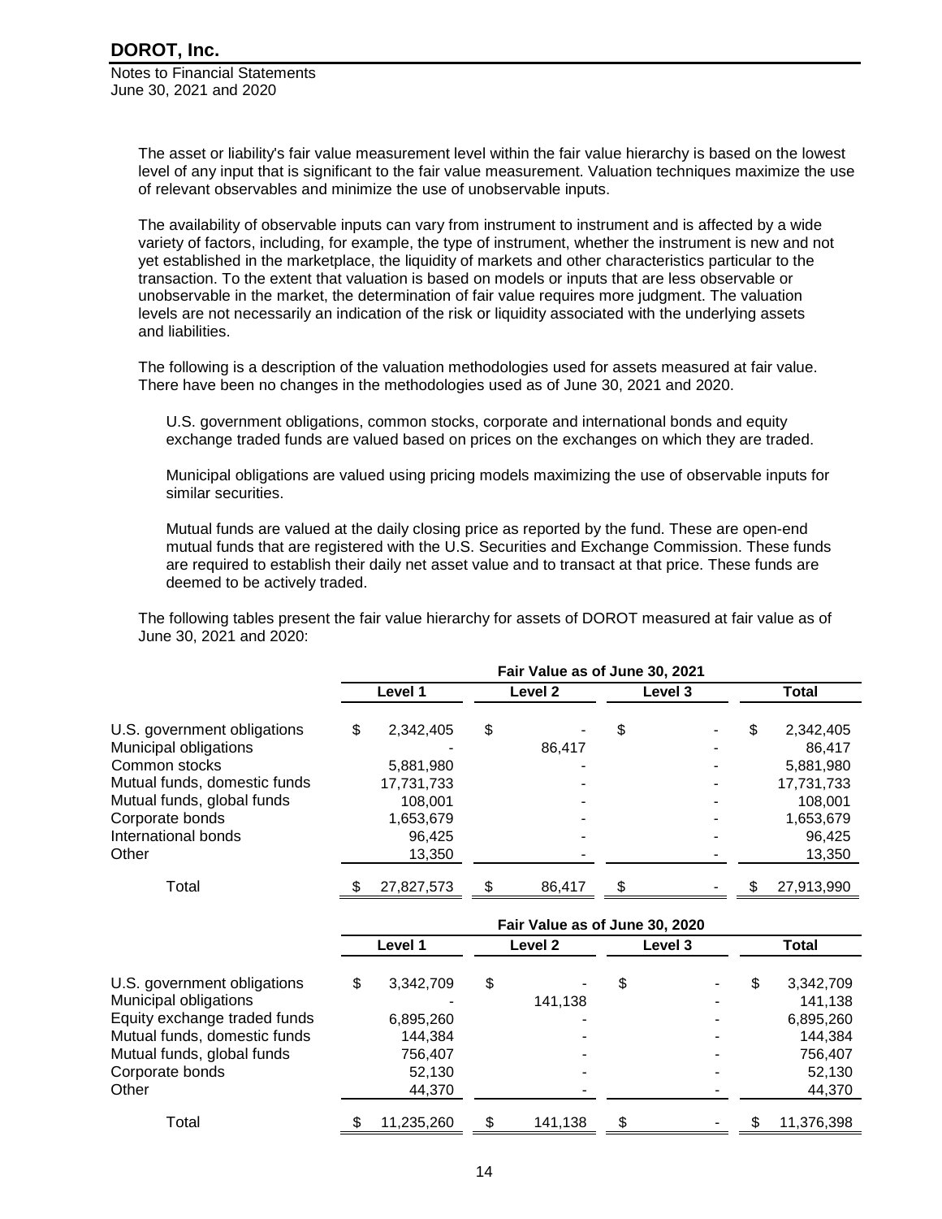The asset or liability's fair value measurement level within the fair value hierarchy is based on the lowest level of any input that is significant to the fair value measurement. Valuation techniques maximize the use of relevant observables and minimize the use of unobservable inputs.

The availability of observable inputs can vary from instrument to instrument and is affected by a wide variety of factors, including, for example, the type of instrument, whether the instrument is new and not yet established in the marketplace, the liquidity of markets and other characteristics particular to the transaction. To the extent that valuation is based on models or inputs that are less observable or unobservable in the market, the determination of fair value requires more judgment. The valuation levels are not necessarily an indication of the risk or liquidity associated with the underlying assets and liabilities.

The following is a description of the valuation methodologies used for assets measured at fair value. There have been no changes in the methodologies used as of June 30, 2021 and 2020.

U.S. government obligations, common stocks, corporate and international bonds and equity exchange traded funds are valued based on prices on the exchanges on which they are traded.

Municipal obligations are valued using pricing models maximizing the use of observable inputs for similar securities.

Mutual funds are valued at the daily closing price as reported by the fund. These are open-end mutual funds that are registered with the U.S. Securities and Exchange Commission. These funds are required to establish their daily net asset value and to transact at that price. These funds are deemed to be actively traded.

The following tables present the fair value hierarchy for assets of DOROT measured at fair value as of June 30, 2021 and 2020:

| | Fair Value as of June 30, 2021 | | | |
|---|---|---|---|---|
| | Level 1 | Level 2 | Level 3 | Total |
| U.S. government obligations | $ 2,342,405 | $ - | $ - | $ 2,342,405 |
| Municipal obligations | - | 86,417 | - | 86,417 |
| Common stocks | 5,881,980 | - | - | 5,881,980 |
| Mutual funds, domestic funds | 17,731,733 | - | - | 17,731,733 |
| Mutual funds, global funds | 108,001 | - | - | 108,001 |
| Corporate bonds | 1,653,679 | - | - | 1,653,679 |
| International bonds | 96,425 | - | - | 96,425 |
| Other | 13,350 | - | - | 13,350 |
| Total | $ 27,827,573 | $ 86,417 | $ - | $ 27,913,990 |

| | Fair Value as of June 30, 2020 | | | |
|---|---|---|---|---|
| | Level 1 | Level 2 | Level 3 | Total |
| U.S. government obligations | $ 3,342,709 | $ - | $ - | $ 3,342,709 |
| Municipal obligations | - | 141,138 | - | 141,138 |
| Equity exchange traded funds | 6,895,260 | - | - | 6,895,260 |
| Mutual funds, domestic funds | 144,384 | - | - | 144,384 |
| Mutual funds, global funds | 756,407 | - | - | 756,407 |
| Corporate bonds | 52,130 | - | - | 52,130 |
| Other | 44,370 | - | - | 44,370 |
| Total | $ 11,235,260 | $ 141,138 | $ - | $ 11,376,398 |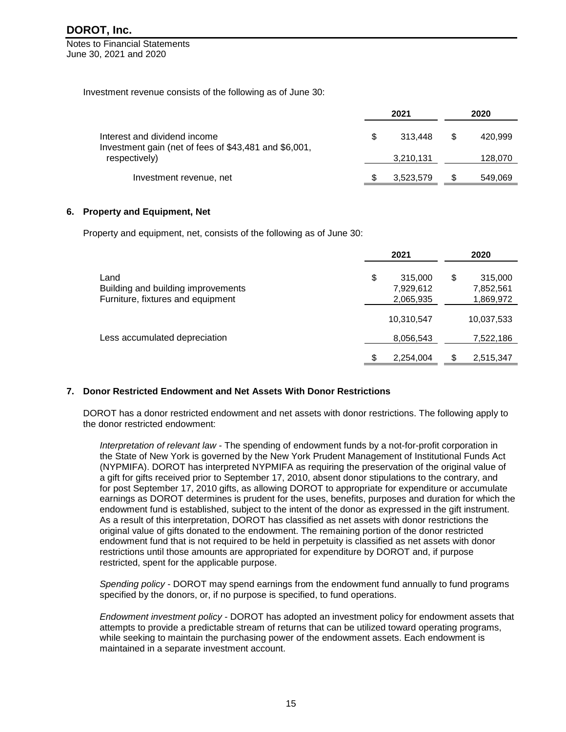Investment revenue consists of the following as of June 30:

| | 2021 | 2020 |
|---|---|---|
| Interest and dividend income | $ 313,448 | $ 420,999 |
| Investment gain (net of fees of $43,481 and $6,001, respectively) | 3,210,131 | 128,070 |
| Investment revenue, net | $ 3,523,579 | $ 549,069 |

## 6. Property and Equipment, Net

Property and equipment, net, consists of the following as of June 30:

| | 2021 | 2020 |
|---|---|---|
| Land | $ 315,000 | $ 315,000 |
| Building and building improvements | 7,929,612 | 7,852,561 |
| Furniture, fixtures and equipment | 2,065,935 | 1,869,972 |
| | 10,310,547 | 10,037,533 |
| Less accumulated depreciation | 8,056,543 | 7,522,186 |
| | $ 2,254,004 | $ 2,515,347 |

## 7. Donor Restricted Endowment and Net Assets With Donor Restrictions

DOROT has a donor restricted endowment and net assets with donor restrictions. The following apply to the donor restricted endowment:

*Interpretation of relevant law* - The spending of endowment funds by a not-for-profit corporation in the State of New York is governed by the New York Prudent Management of Institutional Funds Act (NYPMIFA). DOROT has interpreted NYPMIFA as requiring the preservation of the original value of a gift for gifts received prior to September 17, 2010, absent donor stipulations to the contrary, and for post September 17, 2010 gifts, as allowing DOROT to appropriate for expenditure or accumulate earnings as DOROT determines is prudent for the uses, benefits, purposes and duration for which the endowment fund is established, subject to the intent of the donor as expressed in the gift instrument. As a result of this interpretation, DOROT has classified as net assets with donor restrictions the original value of gifts donated to the endowment. The remaining portion of the donor restricted endowment fund that is not required to be held in perpetuity is classified as net assets with donor restrictions until those amounts are appropriated for expenditure by DOROT and, if purpose restricted, spent for the applicable purpose.

*Spending policy* - DOROT may spend earnings from the endowment fund annually to fund programs specified by the donors, or, if no purpose is specified, to fund operations.

*Endowment investment policy* - DOROT has adopted an investment policy for endowment assets that attempts to provide a predictable stream of returns that can be utilized toward operating programs, while seeking to maintain the purchasing power of the endowment assets. Each endowment is maintained in a separate investment account.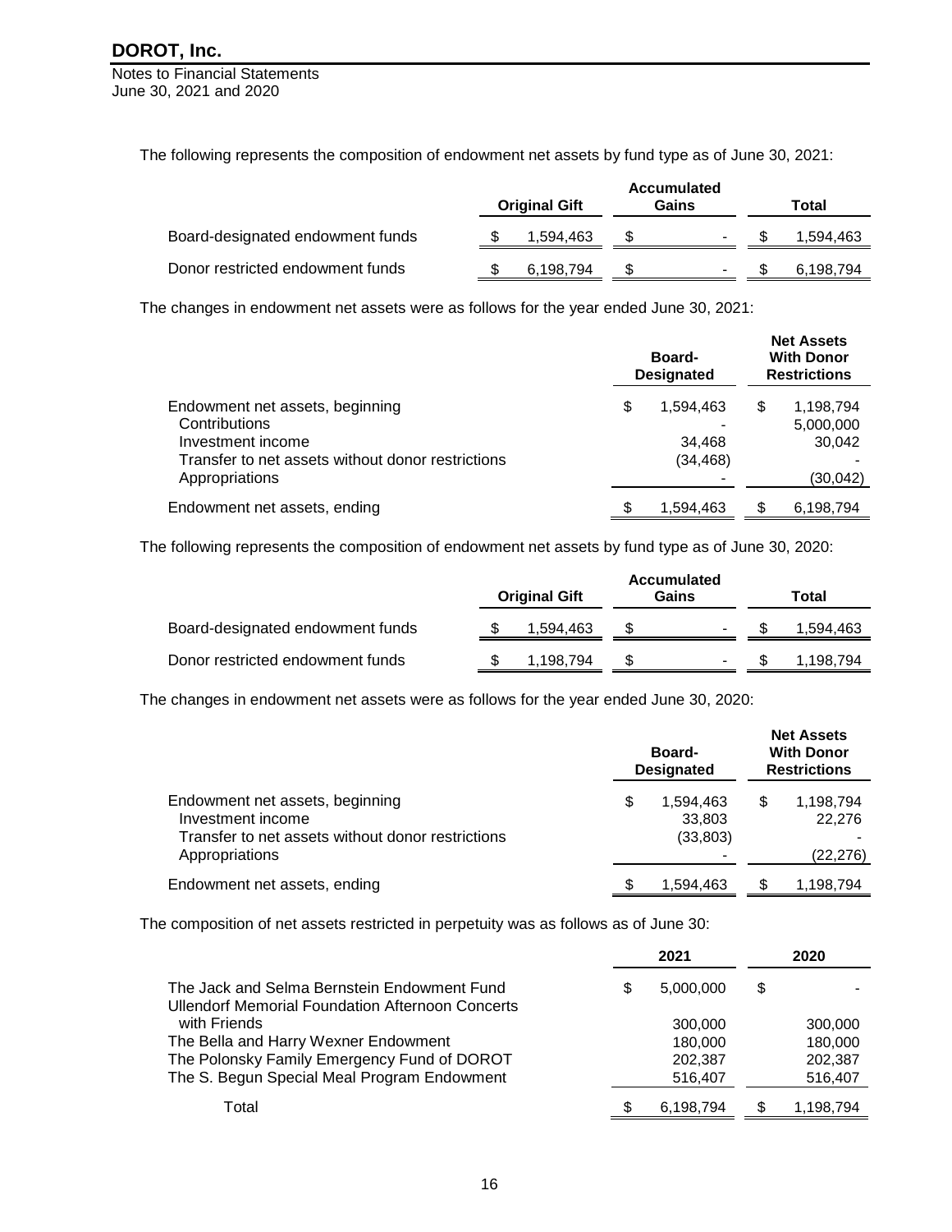The following represents the composition of endowment net assets by fund type as of June 30, 2021:

| | Original Gift | Accumulated Gains | Total |
|---|---|---|---|
| Board-designated endowment funds | $ 1,594,463 | $ - | $ 1,594,463 |
| Donor restricted endowment funds | $ 6,198,794 | $ - | $ 6,198,794 |

The changes in endowment net assets were as follows for the year ended June 30, 2021:

| | Board-Designated | Net Assets With Donor Restrictions |
|---|---|---|
| Endowment net assets, beginning | $ 1,594,463 | $ 1,198,794 |
| Contributions | - | 5,000,000 |
| Investment income | 34,468 | 30,042 |
| Transfer to net assets without donor restrictions | (34,468) | - |
| Appropriations | - | (30,042) |
| Endowment net assets, ending | $ 1,594,463 | $ 6,198,794 |

The following represents the composition of endowment net assets by fund type as of June 30, 2020:

| | Original Gift | Accumulated Gains | Total |
|---|---|---|---|
| Board-designated endowment funds | $ 1,594,463 | $ - | $ 1,594,463 |
| Donor restricted endowment funds | $ 1,198,794 | $ - | $ 1,198,794 |

The changes in endowment net assets were as follows for the year ended June 30, 2020:

| | Board-Designated | Net Assets With Donor Restrictions |
|---|---|---|
| Endowment net assets, beginning | $ 1,594,463 | $ 1,198,794 |
| Investment income | 33,803 | 22,276 |
| Transfer to net assets without donor restrictions | (33,803) | - |
| Appropriations | - | (22,276) |
| Endowment net assets, ending | $ 1,594,463 | $ 1,198,794 |

The composition of net assets restricted in perpetuity was as follows as of June 30:

| | 2021 | 2020 |
|---|---|---|
| The Jack and Selma Bernstein Endowment Fund | $ 5,000,000 | $ - |
| Ullendorf Memorial Foundation Afternoon Concerts with Friends | 300,000 | 300,000 |
| The Bella and Harry Wexner Endowment | 180,000 | 180,000 |
| The Polonsky Family Emergency Fund of DOROT | 202,387 | 202,387 |
| The S. Begun Special Meal Program Endowment | 516,407 | 516,407 |
| Total | $ 6,198,794 | $ 1,198,794 |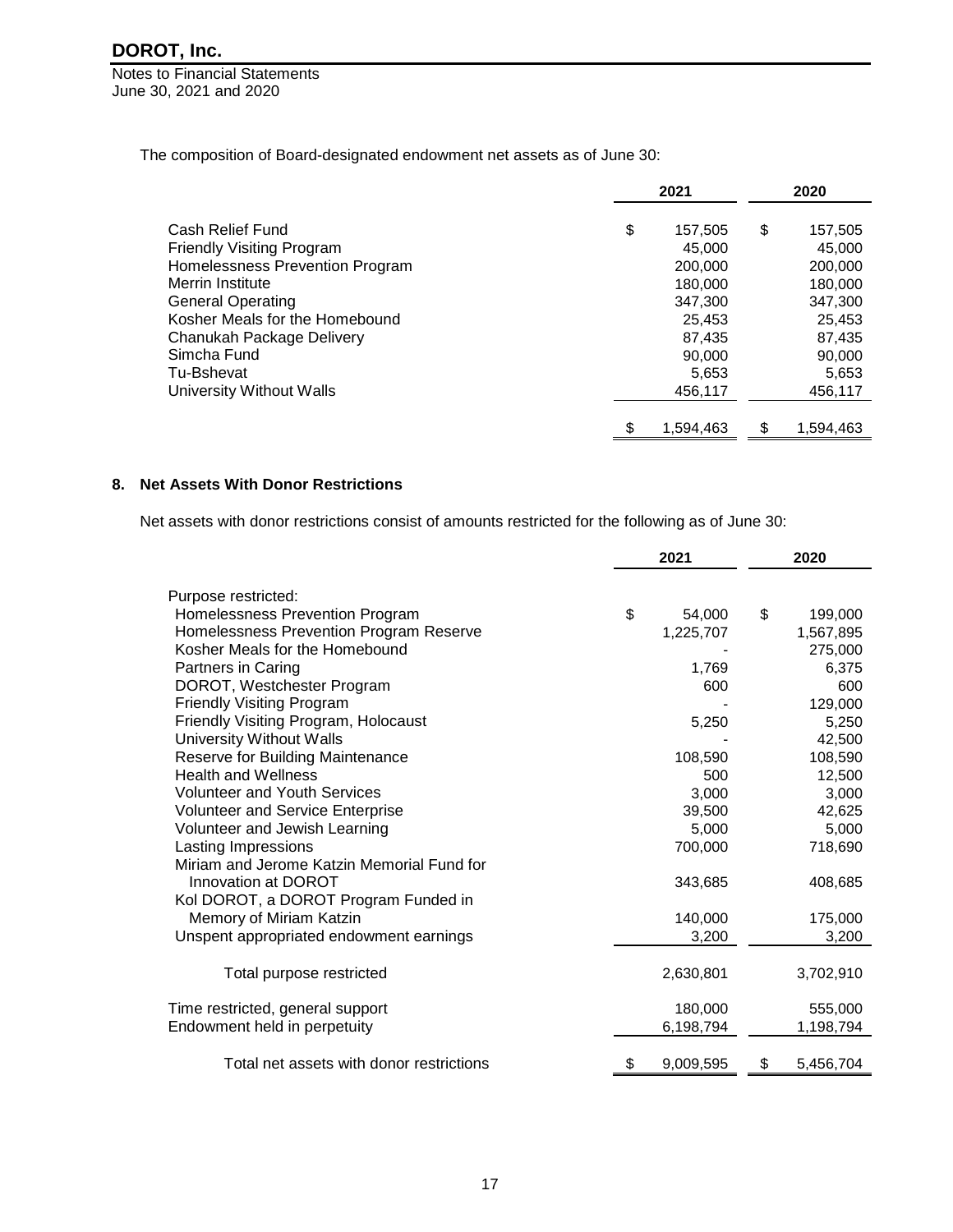The composition of Board-designated endowment net assets as of June 30:

| | 2021 | 2020 |
|---|---|---|
| Cash Relief Fund | $ 157,505 | $ 157,505 |
| Friendly Visiting Program | 45,000 | 45,000 |
| Homelessness Prevention Program | 200,000 | 200,000 |
| Merrin Institute | 180,000 | 180,000 |
| General Operating | 347,300 | 347,300 |
| Kosher Meals for the Homebound | 25,453 | 25,453 |
| Chanukah Package Delivery | 87,435 | 87,435 |
| Simcha Fund | 90,000 | 90,000 |
| Tu-Bshevat | 5,653 | 5,653 |
| University Without Walls | 456,117 | 456,117 |
| | $ 1,594,463 | $ 1,594,463 |

## 8. Net Assets With Donor Restrictions

Net assets with donor restrictions consist of amounts restricted for the following as of June 30:

| | 2021 | 2020 |
|---|---|---|
| Purpose restricted: | | |
| Homelessness Prevention Program | $ 54,000 | $ 199,000 |
| Homelessness Prevention Program Reserve | 1,225,707 | 1,567,895 |
| Kosher Meals for the Homebound | - | 275,000 |
| Partners in Caring | 1,769 | 6,375 |
| DOROT, Westchester Program | 600 | 600 |
| Friendly Visiting Program | - | 129,000 |
| Friendly Visiting Program, Holocaust | 5,250 | 5,250 |
| University Without Walls | - | 42,500 |
| Reserve for Building Maintenance | 108,590 | 108,590 |
| Health and Wellness | 500 | 12,500 |
| Volunteer and Youth Services | 3,000 | 3,000 |
| Volunteer and Service Enterprise | 39,500 | 42,625 |
| Volunteer and Jewish Learning | 5,000 | 5,000 |
| Lasting Impressions | 700,000 | 718,690 |
| Miriam and Jerome Katzin Memorial Fund for Innovation at DOROT | 343,685 | 408,685 |
| Kol DOROT, a DOROT Program Funded in Memory of Miriam Katzin | 140,000 | 175,000 |
| Unspent appropriated endowment earnings | 3,200 | 3,200 |
| Total purpose restricted | 2,630,801 | 3,702,910 |
| Time restricted, general support | 180,000 | 555,000 |
| Endowment held in perpetuity | 6,198,794 | 1,198,794 |
| Total net assets with donor restrictions | $ 9,009,595 | $ 5,456,704 |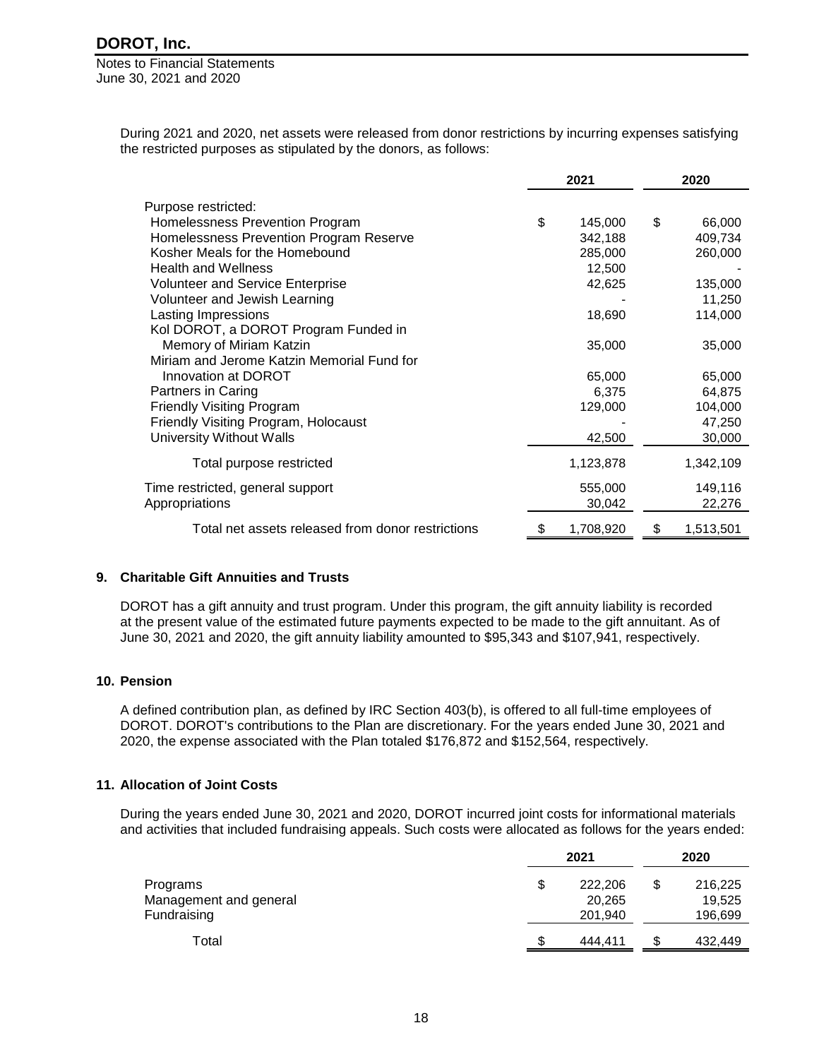During 2021 and 2020, net assets were released from donor restrictions by incurring expenses satisfying the restricted purposes as stipulated by the donors, as follows:

| | 2021 | 2020 |
|---|---|---|
| Purpose restricted: | | |
| Homelessness Prevention Program | $ 145,000 | $ 66,000 |
| Homelessness Prevention Program Reserve | 342,188 | 409,734 |
| Kosher Meals for the Homebound | 285,000 | 260,000 |
| Health and Wellness | 12,500 | - |
| Volunteer and Service Enterprise | 42,625 | 135,000 |
| Volunteer and Jewish Learning | - | 11,250 |
| Lasting Impressions | 18,690 | 114,000 |
| Kol DOROT, a DOROT Program Funded in Memory of Miriam Katzin | 35,000 | 35,000 |
| Miriam and Jerome Katzin Memorial Fund for Innovation at DOROT | 65,000 | 65,000 |
| Partners in Caring | 6,375 | 64,875 |
| Friendly Visiting Program | 129,000 | 104,000 |
| Friendly Visiting Program, Holocaust | - | 47,250 |
| University Without Walls | 42,500 | 30,000 |
| Total purpose restricted | 1,123,878 | 1,342,109 |
| Time restricted, general support | 555,000 | 149,116 |
| Appropriations | 30,042 | 22,276 |
| Total net assets released from donor restrictions | $ 1,708,920 | $ 1,513,501 |

### 9. Charitable Gift Annuities and Trusts

DOROT has a gift annuity and trust program. Under this program, the gift annuity liability is recorded at the present value of the estimated future payments expected to be made to the gift annuitant. As of June 30, 2021 and 2020, the gift annuity liability amounted to $95,343 and $107,941, respectively.

### 10. Pension

A defined contribution plan, as defined by IRC Section 403(b), is offered to all full-time employees of DOROT. DOROT's contributions to the Plan are discretionary. For the years ended June 30, 2021 and 2020, the expense associated with the Plan totaled $176,872 and $152,564, respectively.

### 11. Allocation of Joint Costs

During the years ended June 30, 2021 and 2020, DOROT incurred joint costs for informational materials and activities that included fundraising appeals. Such costs were allocated as follows for the years ended:

| | 2021 | 2020 |
|---|---|---|
| Programs | $ 222,206 | $ 216,225 |
| Management and general | 20,265 | 19,525 |
| Fundraising | 201,940 | 196,699 |
| Total | $ 444,411 | $ 432,449 |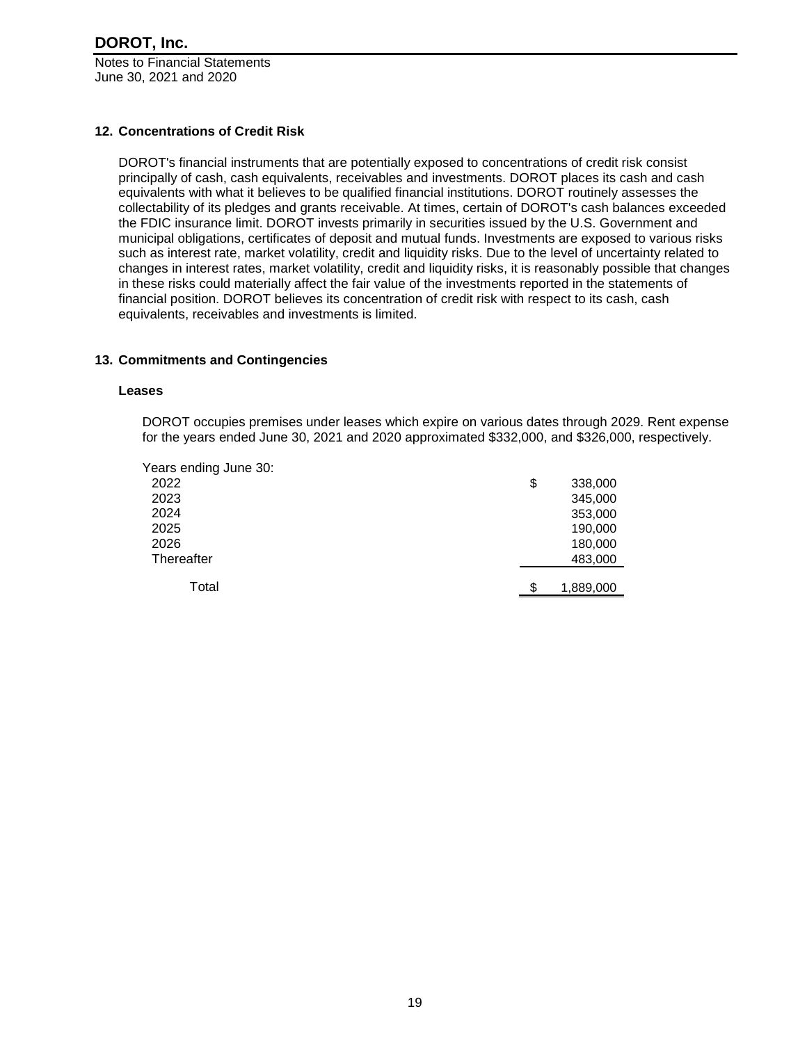## 12. Concentrations of Credit Risk

DOROT's financial instruments that are potentially exposed to concentrations of credit risk consist principally of cash, cash equivalents, receivables and investments. DOROT places its cash and cash equivalents with what it believes to be qualified financial institutions. DOROT routinely assesses the collectability of its pledges and grants receivable. At times, certain of DOROT's cash balances exceeded the FDIC insurance limit. DOROT invests primarily in securities issued by the U.S. Government and municipal obligations, certificates of deposit and mutual funds. Investments are exposed to various risks such as interest rate, market volatility, credit and liquidity risks. Due to the level of uncertainty related to changes in interest rates, market volatility, credit and liquidity risks, it is reasonably possible that changes in these risks could materially affect the fair value of the investments reported in the statements of financial position. DOROT believes its concentration of credit risk with respect to its cash, cash equivalents, receivables and investments is limited.

## 13. Commitments and Contingencies

### Leases

DOROT occupies premises under leases which expire on various dates through 2029. Rent expense for the years ended June 30, 2021 and 2020 approximated $332,000, and $326,000, respectively.

| | |
|---|---|
| Years ending June 30: | |
| 2022 | $ 338,000 |
| 2023 | 345,000 |
| 2024 | 353,000 |
| 2025 | 190,000 |
| 2026 | 180,000 |
| Thereafter | 483,000 |
| Total | $ 1,889,000 |